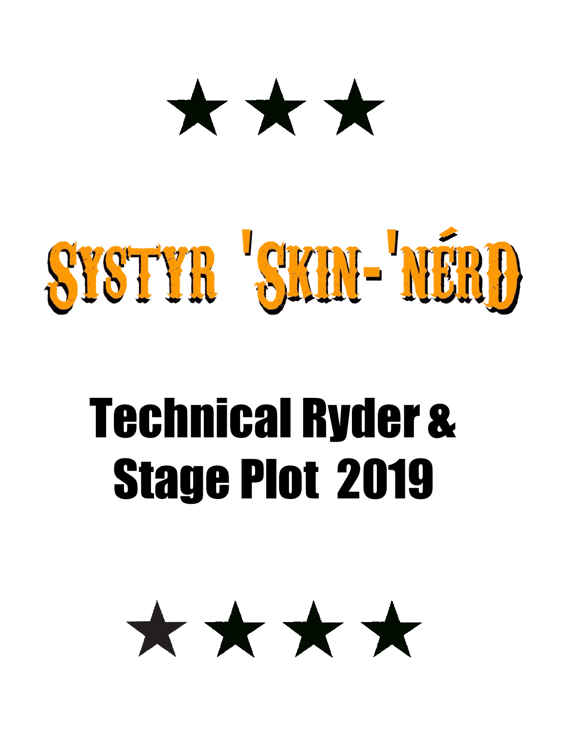★ ★ ★

# SYSTYR 'SKIN-'NÉRD

# Technical Ryder & Stage Plot 2019

★ ★ ★ ★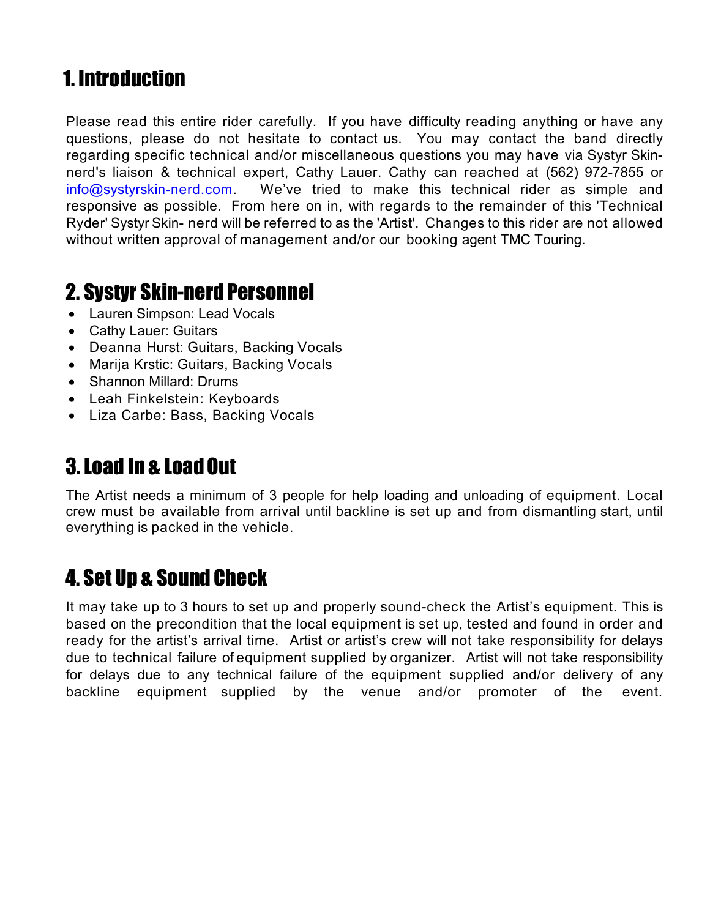# 1. Introduction

Please read this entire rider carefully. If you have difficulty reading anything or have any questions, please do not hesitate to contact us. You may contact the band directly regarding specific technical and/or miscellaneous questions you may have via Systyr Skin-nerd's liaison & technical expert, Cathy Lauer. Cathy can reached at (562) 972-7855 or info@systyrskin-nerd.com. We've tried to make this technical rider as simple and responsive as possible. From here on in, with regards to the remainder of this 'Technical Ryder' Systyr Skin- nerd will be referred to as the 'Artist'. Changes to this rider are not allowed without written approval of management and/or our booking agent TMC Touring.

# 2. Systyr Skin-nerd Personnel

- Lauren Simpson: Lead Vocals
- Cathy Lauer: Guitars
- Deanna Hurst: Guitars, Backing Vocals
- Marija Krstic: Guitars, Backing Vocals
- Shannon Millard: Drums
- Leah Finkelstein: Keyboards
- Liza Carbe: Bass, Backing Vocals

# 3. Load In & Load Out

The Artist needs a minimum of 3 people for help loading and unloading of equipment. Local crew must be available from arrival until backline is set up and from dismantling start, until everything is packed in the vehicle.

# 4. Set Up & Sound Check

It may take up to 3 hours to set up and properly sound-check the Artist's equipment. This is based on the precondition that the local equipment is set up, tested and found in order and ready for the artist's arrival time. Artist or artist's crew will not take responsibility for delays due to technical failure of equipment supplied by organizer. Artist will not take responsibility for delays due to any technical failure of the equipment supplied and/or delivery of any backline equipment supplied by the venue and/or promoter of the event.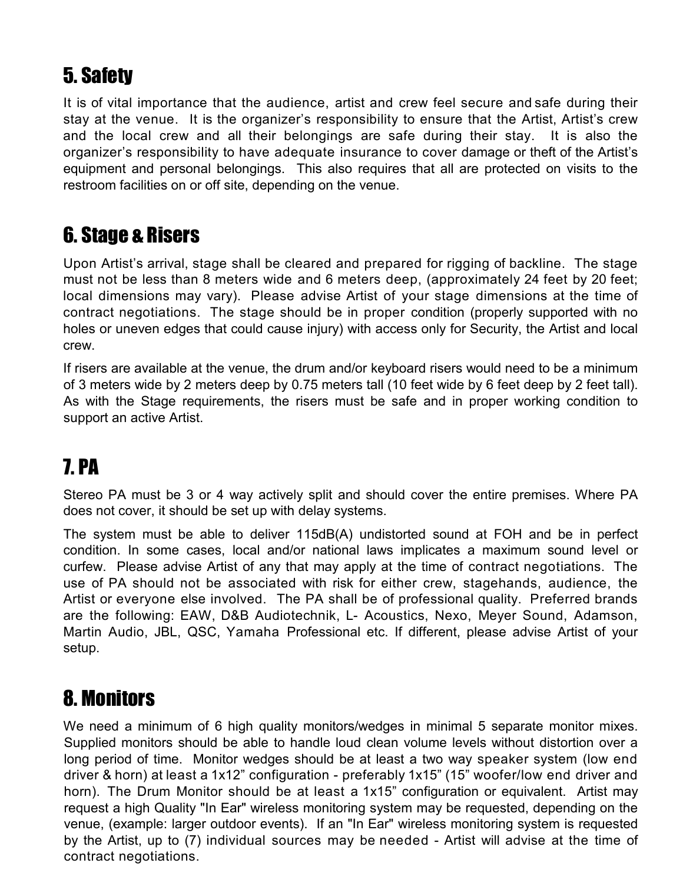## 5. Safety

It is of vital importance that the audience, artist and crew feel secure and safe during their stay at the venue. It is the organizer's responsibility to ensure that the Artist, Artist's crew and the local crew and all their belongings are safe during their stay. It is also the organizer's responsibility to have adequate insurance to cover damage or theft of the Artist's equipment and personal belongings. This also requires that all are protected on visits to the restroom facilities on or off site, depending on the venue.

## 6. Stage & Risers

Upon Artist's arrival, stage shall be cleared and prepared for rigging of backline. The stage must not be less than 8 meters wide and 6 meters deep, (approximately 24 feet by 20 feet; local dimensions may vary). Please advise Artist of your stage dimensions at the time of contract negotiations. The stage should be in proper condition (properly supported with no holes or uneven edges that could cause injury) with access only for Security, the Artist and local crew.

If risers are available at the venue, the drum and/or keyboard risers would need to be a minimum of 3 meters wide by 2 meters deep by 0.75 meters tall (10 feet wide by 6 feet deep by 2 feet tall). As with the Stage requirements, the risers must be safe and in proper working condition to support an active Artist.

## 7. PA

Stereo PA must be 3 or 4 way actively split and should cover the entire premises. Where PA does not cover, it should be set up with delay systems.

The system must be able to deliver 115dB(A) undistorted sound at FOH and be in perfect condition. In some cases, local and/or national laws implicates a maximum sound level or curfew. Please advise Artist of any that may apply at the time of contract negotiations. The use of PA should not be associated with risk for either crew, stagehands, audience, the Artist or everyone else involved. The PA shall be of professional quality. Preferred brands are the following: EAW, D&B Audiotechnik, L- Acoustics, Nexo, Meyer Sound, Adamson, Martin Audio, JBL, QSC, Yamaha Professional etc. If different, please advise Artist of your setup.

## 8. Monitors

We need a minimum of 6 high quality monitors/wedges in minimal 5 separate monitor mixes. Supplied monitors should be able to handle loud clean volume levels without distortion over a long period of time. Monitor wedges should be at least a two way speaker system (low end driver & horn) at least a 1x12" configuration - preferably 1x15" (15" woofer/low end driver and horn). The Drum Monitor should be at least a 1x15" configuration or equivalent. Artist may request a high Quality "In Ear" wireless monitoring system may be requested, depending on the venue, (example: larger outdoor events). If an "In Ear" wireless monitoring system is requested by the Artist, up to (7) individual sources may be needed - Artist will advise at the time of contract negotiations.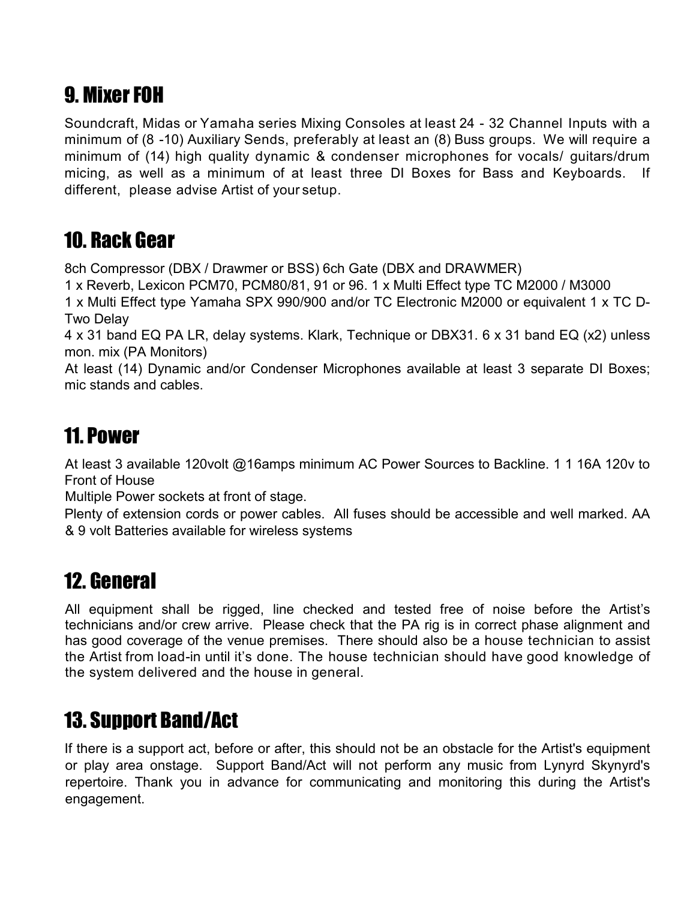## 9. Mixer FOH

Soundcraft, Midas or Yamaha series Mixing Consoles at least 24 - 32 Channel Inputs with a minimum of (8 -10) Auxiliary Sends, preferably at least an (8) Buss groups. We will require a minimum of (14) high quality dynamic & condenser microphones for vocals/ guitars/drum micing, as well as a minimum of at least three DI Boxes for Bass and Keyboards. If different, please advise Artist of your setup.

## 10. Rack Gear

8ch Compressor (DBX / Drawmer or BSS) 6ch Gate (DBX and DRAWMER)

1 x Reverb, Lexicon PCM70, PCM80/81, 91 or 96. 1 x Multi Effect type TC M2000 / M3000

1 x Multi Effect type Yamaha SPX 990/900 and/or TC Electronic M2000 or equivalent 1 x TC D-Two Delay

4 x 31 band EQ PA LR, delay systems. Klark, Technique or DBX31. 6 x 31 band EQ (x2) unless mon. mix (PA Monitors)

At least (14) Dynamic and/or Condenser Microphones available at least 3 separate DI Boxes; mic stands and cables.

## 11. Power

At least 3 available 120volt @16amps minimum AC Power Sources to Backline. 1 1 16A 120v to Front of House

Multiple Power sockets at front of stage.

Plenty of extension cords or power cables. All fuses should be accessible and well marked. AA & 9 volt Batteries available for wireless systems

## 12. General

All equipment shall be rigged, line checked and tested free of noise before the Artist's technicians and/or crew arrive. Please check that the PA rig is in correct phase alignment and has good coverage of the venue premises. There should also be a house technician to assist the Artist from load-in until it's done. The house technician should have good knowledge of the system delivered and the house in general.

## 13. Support Band/Act

If there is a support act, before or after, this should not be an obstacle for the Artist's equipment or play area onstage. Support Band/Act will not perform any music from Lynyrd Skynyrd's repertoire. Thank you in advance for communicating and monitoring this during the Artist's engagement.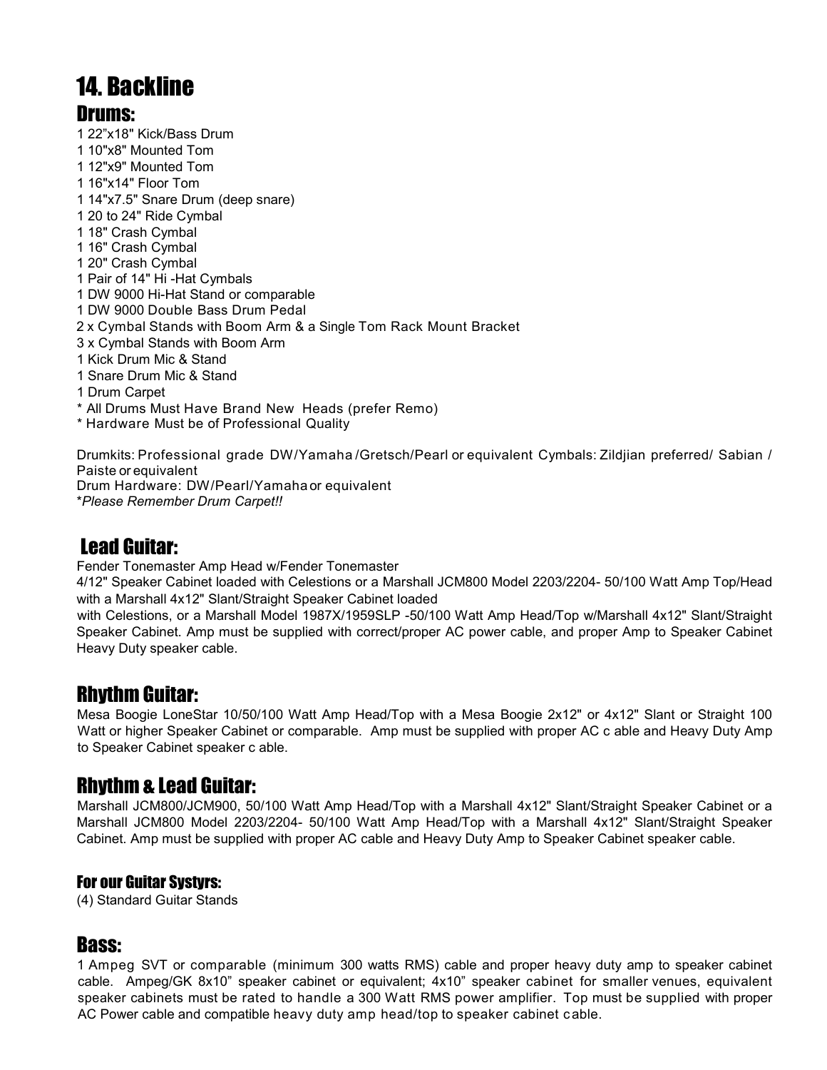# 14. Backline

## Drums:

1 22"x18" Kick/Bass Drum
1 10"x8" Mounted Tom
1 12"x9" Mounted Tom
1 16"x14" Floor Tom
1 14"x7.5" Snare Drum (deep snare)
1 20 to 24" Ride Cymbal
1 18" Crash Cymbal
1 16" Crash Cymbal
1 20" Crash Cymbal
1 Pair of 14" Hi -Hat Cymbals
1 DW 9000 Hi-Hat Stand or comparable
1 DW 9000 Double Bass Drum Pedal
2 x Cymbal Stands with Boom Arm & a Single Tom Rack Mount Bracket
3 x Cymbal Stands with Boom Arm
1 Kick Drum Mic & Stand
1 Snare Drum Mic & Stand
1 Drum Carpet
* All Drums Must Have Brand New Heads (prefer Remo)
* Hardware Must be of Professional Quality

Drumkits: Professional grade DW/Yamaha /Gretsch/Pearl or equivalent Cymbals: Zildjian preferred/ Sabian / Paiste or equivalent
Drum Hardware: DW/Pearl/Yamaha or equivalent
**Please Remember Drum Carpet!!*

## Lead Guitar:

Fender Tonemaster Amp Head w/Fender Tonemaster 4/12" Speaker Cabinet loaded with Celestions or a Marshall JCM800 Model 2203/2204- 50/100 Watt Amp Top/Head with a Marshall 4x12" Slant/Straight Speaker Cabinet loaded with Celestions, or a Marshall Model 1987X/1959SLP -50/100 Watt Amp Head/Top w/Marshall 4x12" Slant/Straight Speaker Cabinet. Amp must be supplied with correct/proper AC power cable, and proper Amp to Speaker Cabinet Heavy Duty speaker cable.

## Rhythm Guitar:

Mesa Boogie LoneStar 10/50/100 Watt Amp Head/Top with a Mesa Boogie 2x12" or 4x12" Slant or Straight 100 Watt or higher Speaker Cabinet or comparable. Amp must be supplied with proper AC c able and Heavy Duty Amp to Speaker Cabinet speaker c able.

## Rhythm & Lead Guitar:

Marshall JCM800/JCM900, 50/100 Watt Amp Head/Top with a Marshall 4x12" Slant/Straight Speaker Cabinet or a Marshall JCM800 Model 2203/2204- 50/100 Watt Amp Head/Top with a Marshall 4x12" Slant/Straight Speaker Cabinet. Amp must be supplied with proper AC cable and Heavy Duty Amp to Speaker Cabinet speaker cable.

### For our Guitar Systyrs:

(4) Standard Guitar Stands

## Bass:

1 Ampeg SVT or comparable (minimum 300 watts RMS) cable and proper heavy duty amp to speaker cabinet cable. Ampeg/GK 8x10" speaker cabinet or equivalent; 4x10" speaker cabinet for smaller venues, equivalent speaker cabinets must be rated to handle a 300 Watt RMS power amplifier. Top must be supplied with proper AC Power cable and compatible heavy duty amp head/top to speaker cabinet c able.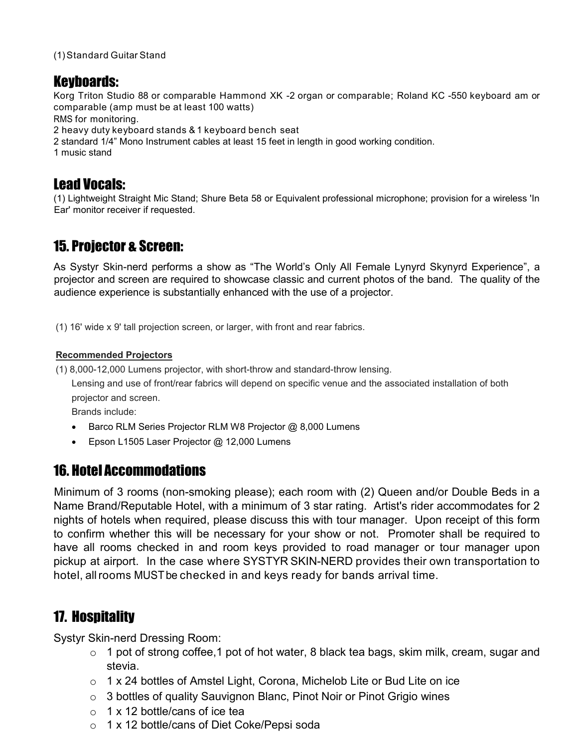(1) Standard Guitar Stand

## Keyboards:

Korg Triton Studio 88 or comparable Hammond XK -2 organ or comparable; Roland KC -550 keyboard am or comparable (amp must be at least 100 watts)
RMS for monitoring.
2 heavy duty keyboard stands & 1 keyboard bench seat
2 standard 1/4" Mono Instrument cables at least 15 feet in length in good working condition.
1 music stand

## Lead Vocals:

(1) Lightweight Straight Mic Stand; Shure Beta 58 or Equivalent professional microphone; provision for a wireless 'In Ear' monitor receiver if requested.

## 15. Projector & Screen:

As Systyr Skin-nerd performs a show as "The World's Only All Female Lynyrd Skynyrd Experience", a projector and screen are required to showcase classic and current photos of the band. The quality of the audience experience is substantially enhanced with the use of a projector.

(1) 16' wide x 9' tall projection screen, or larger, with front and rear fabrics.

**Recommended Projectors**

(1) 8,000-12,000 Lumens projector, with short-throw and standard-throw lensing.
Lensing and use of front/rear fabrics will depend on specific venue and the associated installation of both projector and screen.
Brands include:

- Barco RLM Series Projector RLM W8 Projector @ 8,000 Lumens
- Epson L1505 Laser Projector @ 12,000 Lumens

## 16. Hotel Accommodations

Minimum of 3 rooms (non-smoking please); each room with (2) Queen and/or Double Beds in a Name Brand/Reputable Hotel, with a minimum of 3 star rating. Artist's rider accommodates for 2 nights of hotels when required, please discuss this with tour manager. Upon receipt of this form to confirm whether this will be necessary for your show or not. Promoter shall be required to have all rooms checked in and room keys provided to road manager or tour manager upon pickup at airport. In the case where SYSTYR SKIN-NERD provides their own transportation to hotel, all rooms MUST be checked in and keys ready for bands arrival time.

## 17. Hospitality

Systyr Skin-nerd Dressing Room:

- 1 pot of strong coffee,1 pot of hot water, 8 black tea bags, skim milk, cream, sugar and stevia.
- 1 x 24 bottles of Amstel Light, Corona, Michelob Lite or Bud Lite on ice
- 3 bottles of quality Sauvignon Blanc, Pinot Noir or Pinot Grigio wines
- 1 x 12 bottle/cans of ice tea
- 1 x 12 bottle/cans of Diet Coke/Pepsi soda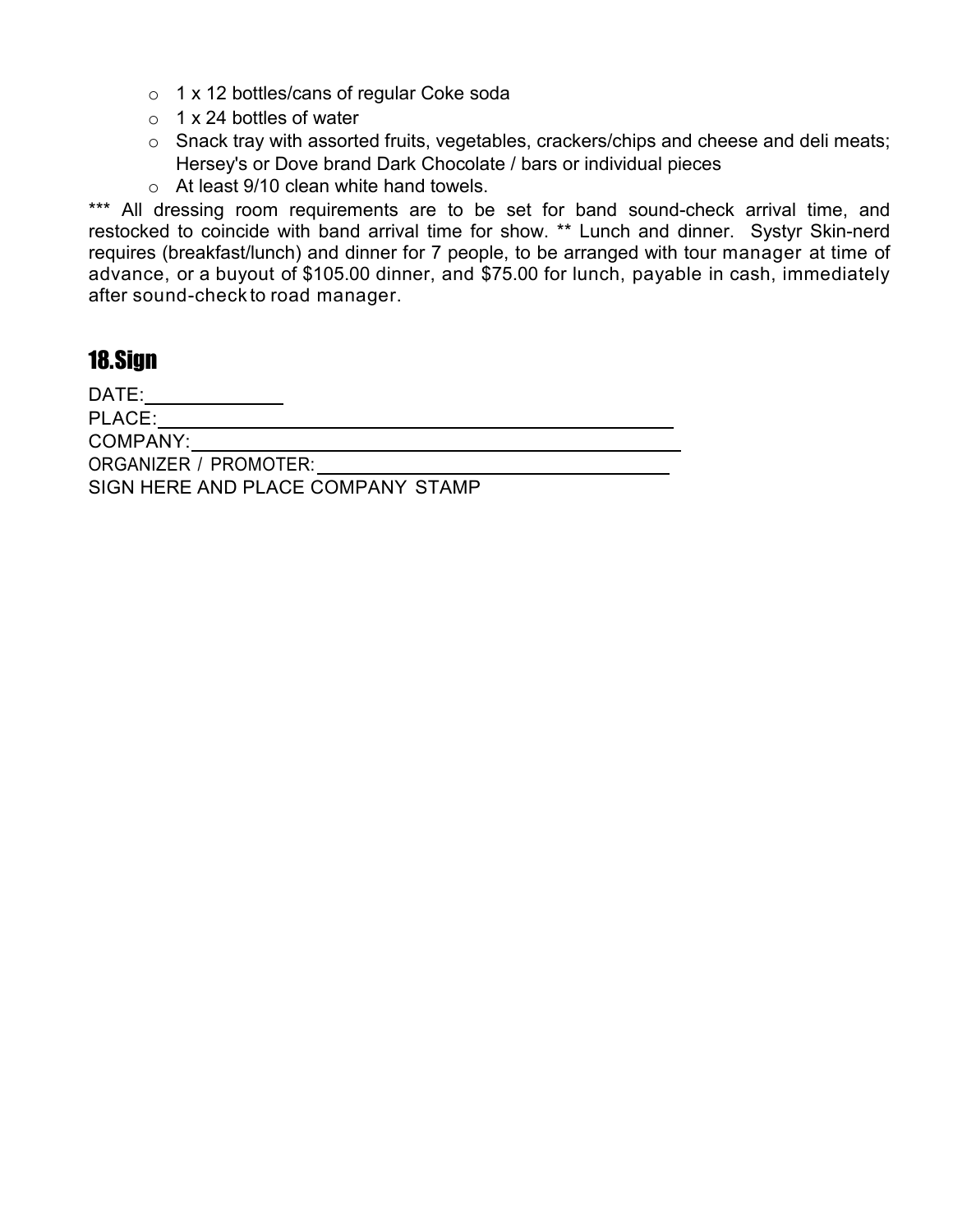- 1 x 12 bottles/cans of regular Coke soda
- 1 x 24 bottles of water
- Snack tray with assorted fruits, vegetables, crackers/chips and cheese and deli meats; Hersey's or Dove brand Dark Chocolate / bars or individual pieces
- At least 9/10 clean white hand towels.

*** All dressing room requirements are to be set for band sound-check arrival time, and restocked to coincide with band arrival time for show. ** Lunch and dinner. Systyr Skin-nerd requires (breakfast/lunch) and dinner for 7 people, to be arranged with tour manager at time of advance, or a buyout of $105.00 dinner, and $75.00 for lunch, payable in cash, immediately after sound-check to road manager.

## 18.Sign

DATE:______________

PLACE:_______________________________________________________

COMPANY:_____________________________________________________

ORGANIZER / PROMOTER:_________________________________________

SIGN HERE AND PLACE COMPANY STAMP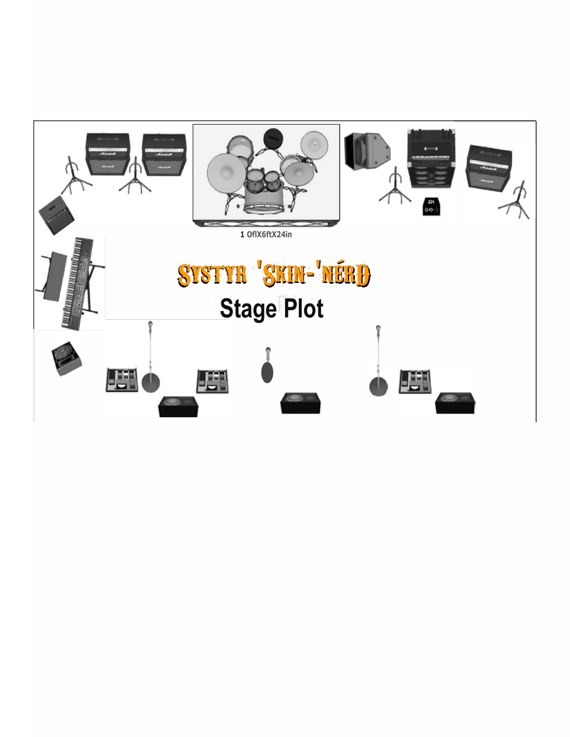1 OflX6ftX24in

# SYSTYR 'SKIN-'NÉRD

## Stage Plot